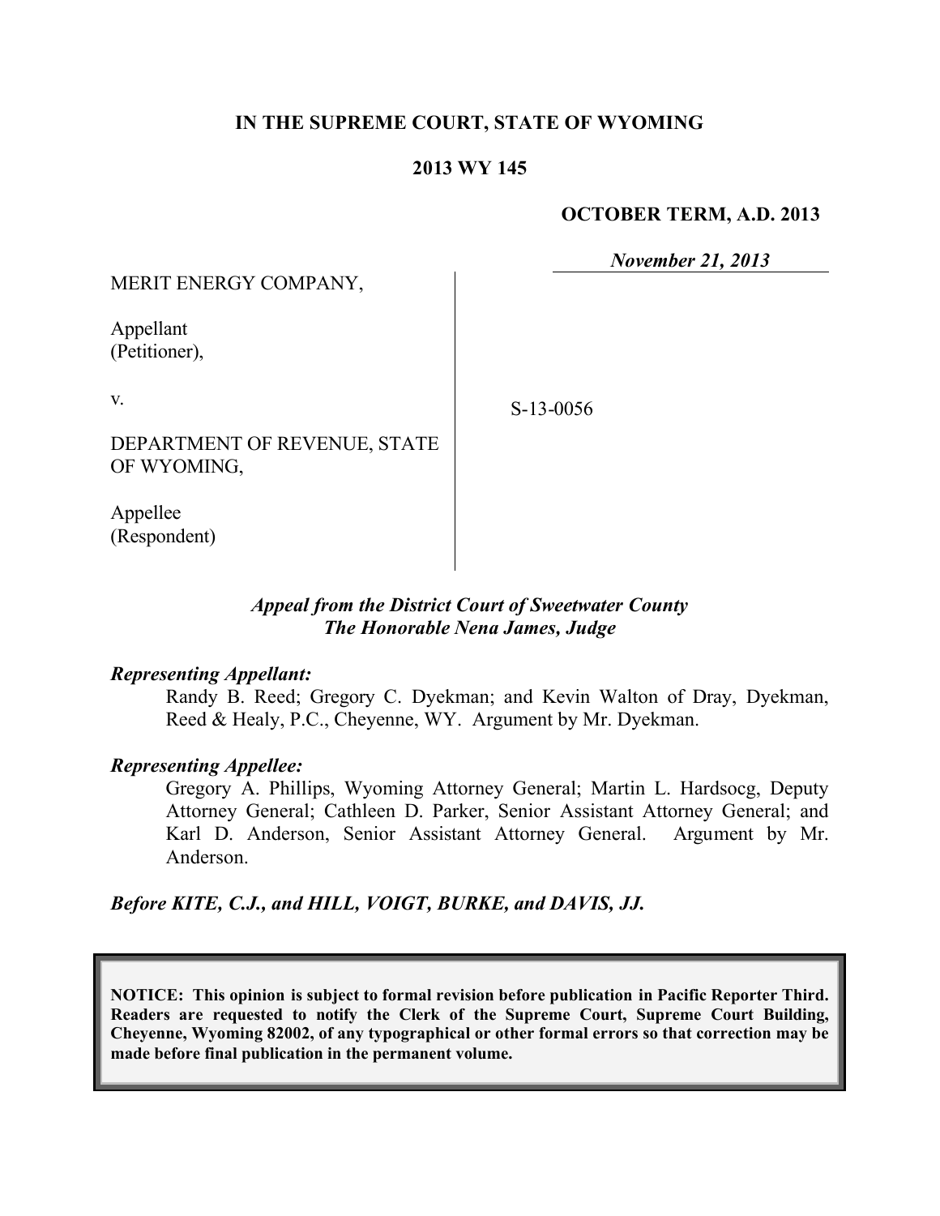**IN THE SUPREME COURT, STATE OF WYOMING**

**2013 WY 145**

**OCTOBER TERM, A.D. 2013**

***November 21, 2013***

MERIT ENERGY COMPANY,

Appellant
(Petitioner),

v.

DEPARTMENT OF REVENUE, STATE OF WYOMING,

Appellee
(Respondent)

S-13-0056

***Appeal from the District Court of Sweetwater County***
***The Honorable Nena James, Judge***

***Representing Appellant:***

Randy B. Reed; Gregory C. Dyekman; and Kevin Walton of Dray, Dyekman, Reed & Healy, P.C., Cheyenne, WY. Argument by Mr. Dyekman.

***Representing Appellee:***

Gregory A. Phillips, Wyoming Attorney General; Martin L. Hardsocg, Deputy Attorney General; Cathleen D. Parker, Senior Assistant Attorney General; and Karl D. Anderson, Senior Assistant Attorney General. Argument by Mr. Anderson.

***Before KITE, C.J., and HILL, VOIGT, BURKE, and DAVIS, JJ.***

**NOTICE: This opinion is subject to formal revision before publication in Pacific Reporter Third. Readers are requested to notify the Clerk of the Supreme Court, Supreme Court Building, Cheyenne, Wyoming 82002, of any typographical or other formal errors so that correction may be made before final publication in the permanent volume.**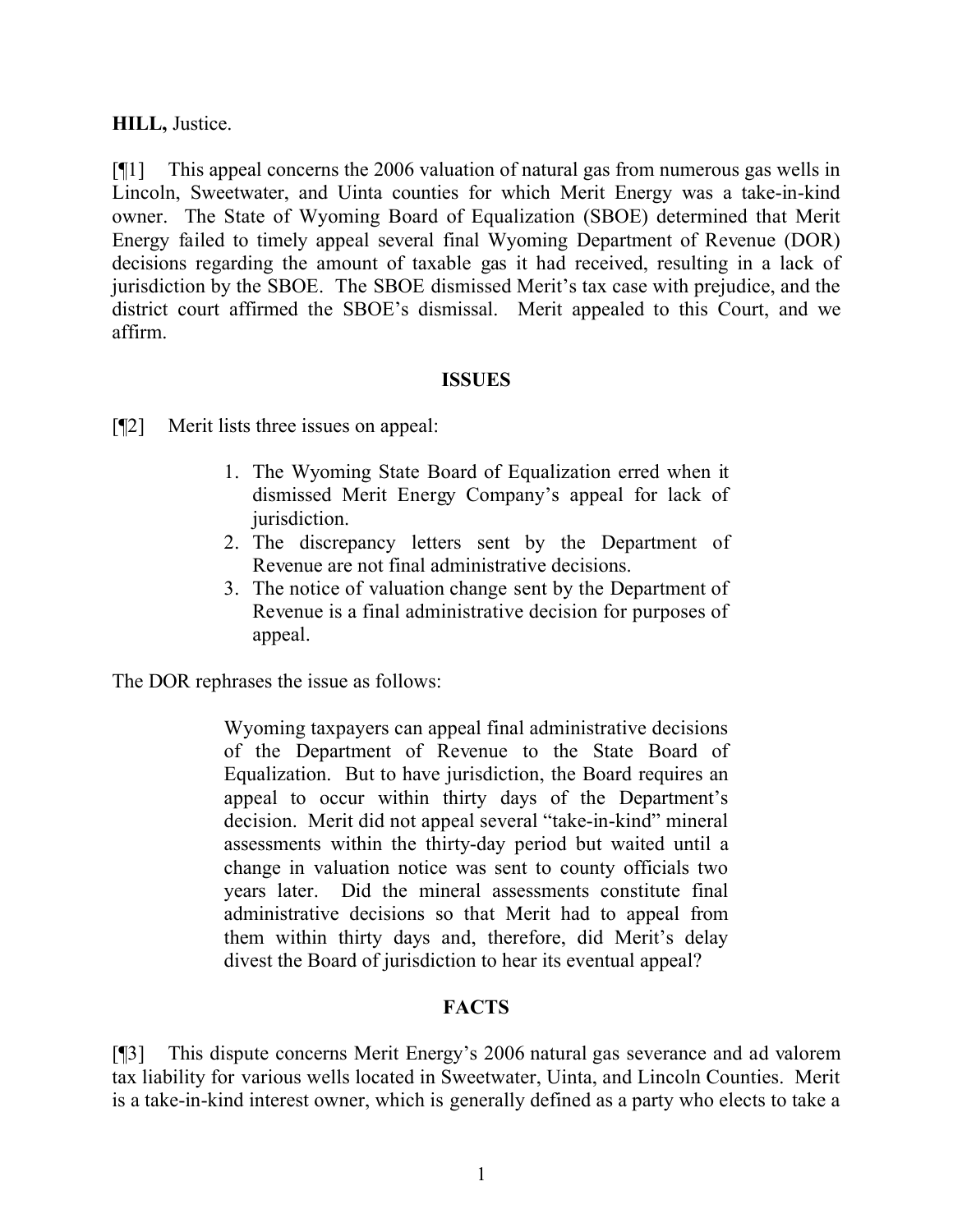**HILL,** Justice.

[¶1] This appeal concerns the 2006 valuation of natural gas from numerous gas wells in Lincoln, Sweetwater, and Uinta counties for which Merit Energy was a take-in-kind owner. The State of Wyoming Board of Equalization (SBOE) determined that Merit Energy failed to timely appeal several final Wyoming Department of Revenue (DOR) decisions regarding the amount of taxable gas it had received, resulting in a lack of jurisdiction by the SBOE. The SBOE dismissed Merit's tax case with prejudice, and the district court affirmed the SBOE's dismissal. Merit appealed to this Court, and we affirm.

## ISSUES

[¶2] Merit lists three issues on appeal:

> 1. The Wyoming State Board of Equalization erred when it dismissed Merit Energy Company's appeal for lack of jurisdiction.
> 2. The discrepancy letters sent by the Department of Revenue are not final administrative decisions.
> 3. The notice of valuation change sent by the Department of Revenue is a final administrative decision for purposes of appeal.

The DOR rephrases the issue as follows:

> Wyoming taxpayers can appeal final administrative decisions of the Department of Revenue to the State Board of Equalization. But to have jurisdiction, the Board requires an appeal to occur within thirty days of the Department's decision. Merit did not appeal several "take-in-kind" mineral assessments within the thirty-day period but waited until a change in valuation notice was sent to county officials two years later. Did the mineral assessments constitute final administrative decisions so that Merit had to appeal from them within thirty days and, therefore, did Merit's delay divest the Board of jurisdiction to hear its eventual appeal?

## FACTS

[¶3] This dispute concerns Merit Energy's 2006 natural gas severance and ad valorem tax liability for various wells located in Sweetwater, Uinta, and Lincoln Counties. Merit is a take-in-kind interest owner, which is generally defined as a party who elects to take a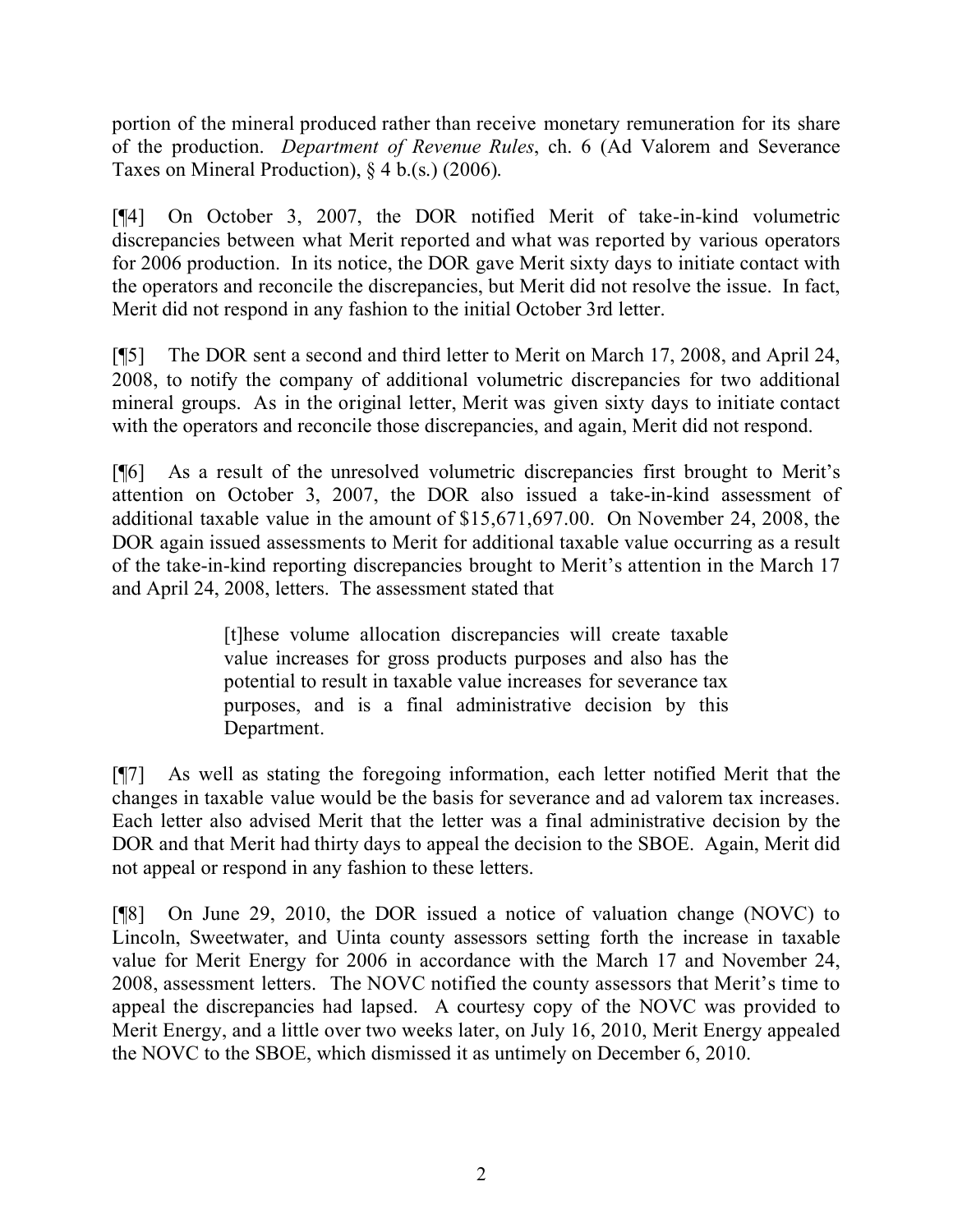portion of the mineral produced rather than receive monetary remuneration for its share of the production. *Department of Revenue Rules*, ch. 6 (Ad Valorem and Severance Taxes on Mineral Production), § 4 b.(s.) (2006).

[¶4] On October 3, 2007, the DOR notified Merit of take-in-kind volumetric discrepancies between what Merit reported and what was reported by various operators for 2006 production. In its notice, the DOR gave Merit sixty days to initiate contact with the operators and reconcile the discrepancies, but Merit did not resolve the issue. In fact, Merit did not respond in any fashion to the initial October 3rd letter.

[¶5] The DOR sent a second and third letter to Merit on March 17, 2008, and April 24, 2008, to notify the company of additional volumetric discrepancies for two additional mineral groups. As in the original letter, Merit was given sixty days to initiate contact with the operators and reconcile those discrepancies, and again, Merit did not respond.

[¶6] As a result of the unresolved volumetric discrepancies first brought to Merit's attention on October 3, 2007, the DOR also issued a take-in-kind assessment of additional taxable value in the amount of $15,671,697.00. On November 24, 2008, the DOR again issued assessments to Merit for additional taxable value occurring as a result of the take-in-kind reporting discrepancies brought to Merit's attention in the March 17 and April 24, 2008, letters. The assessment stated that

> [t]hese volume allocation discrepancies will create taxable value increases for gross products purposes and also has the potential to result in taxable value increases for severance tax purposes, and is a final administrative decision by this Department.

[¶7] As well as stating the foregoing information, each letter notified Merit that the changes in taxable value would be the basis for severance and ad valorem tax increases. Each letter also advised Merit that the letter was a final administrative decision by the DOR and that Merit had thirty days to appeal the decision to the SBOE. Again, Merit did not appeal or respond in any fashion to these letters.

[¶8] On June 29, 2010, the DOR issued a notice of valuation change (NOVC) to Lincoln, Sweetwater, and Uinta county assessors setting forth the increase in taxable value for Merit Energy for 2006 in accordance with the March 17 and November 24, 2008, assessment letters. The NOVC notified the county assessors that Merit's time to appeal the discrepancies had lapsed. A courtesy copy of the NOVC was provided to Merit Energy, and a little over two weeks later, on July 16, 2010, Merit Energy appealed the NOVC to the SBOE, which dismissed it as untimely on December 6, 2010.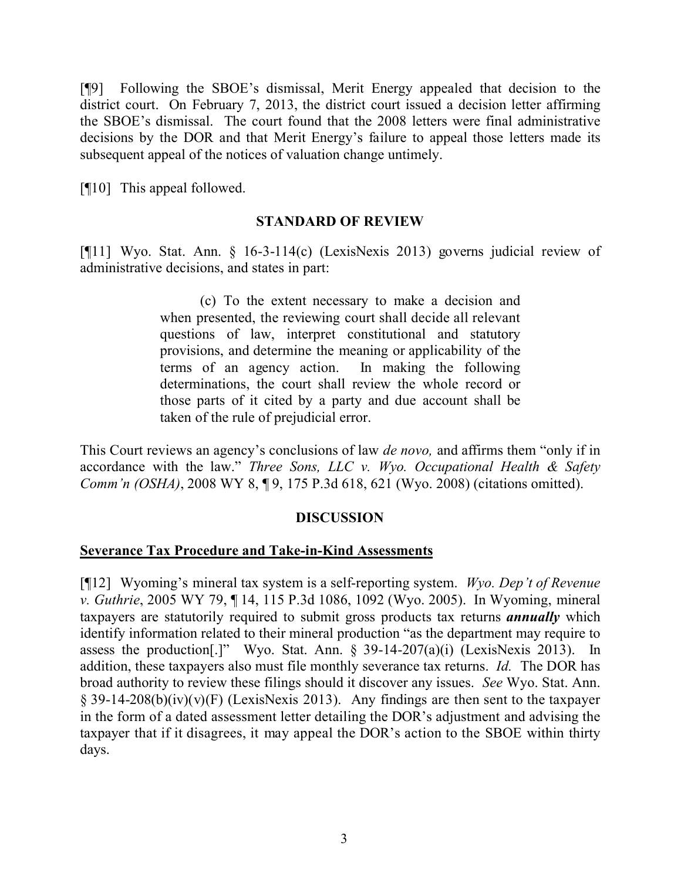[¶9] Following the SBOE's dismissal, Merit Energy appealed that decision to the district court. On February 7, 2013, the district court issued a decision letter affirming the SBOE's dismissal. The court found that the 2008 letters were final administrative decisions by the DOR and that Merit Energy's failure to appeal those letters made its subsequent appeal of the notices of valuation change untimely.

[¶10] This appeal followed.

## STANDARD OF REVIEW

[¶11] Wyo. Stat. Ann. § 16-3-114(c) (LexisNexis 2013) governs judicial review of administrative decisions, and states in part:

> (c) To the extent necessary to make a decision and when presented, the reviewing court shall decide all relevant questions of law, interpret constitutional and statutory provisions, and determine the meaning or applicability of the terms of an agency action. In making the following determinations, the court shall review the whole record or those parts of it cited by a party and due account shall be taken of the rule of prejudicial error.

This Court reviews an agency's conclusions of law *de novo,* and affirms them "only if in accordance with the law." *Three Sons, LLC v. Wyo. Occupational Health & Safety Comm'n (OSHA)*, 2008 WY 8, ¶ 9, 175 P.3d 618, 621 (Wyo. 2008) (citations omitted).

## DISCUSSION

### Severance Tax Procedure and Take-in-Kind Assessments

[¶12] Wyoming's mineral tax system is a self-reporting system. *Wyo. Dep't of Revenue v. Guthrie*, 2005 WY 79, ¶ 14, 115 P.3d 1086, 1092 (Wyo. 2005). In Wyoming, mineral taxpayers are statutorily required to submit gross products tax returns ***annually*** which identify information related to their mineral production "as the department may require to assess the production[.]" Wyo. Stat. Ann. § 39-14-207(a)(i) (LexisNexis 2013). In addition, these taxpayers also must file monthly severance tax returns. *Id.* The DOR has broad authority to review these filings should it discover any issues. *See* Wyo. Stat. Ann. § 39-14-208(b)(iv)(v)(F) (LexisNexis 2013). Any findings are then sent to the taxpayer in the form of a dated assessment letter detailing the DOR's adjustment and advising the taxpayer that if it disagrees, it may appeal the DOR's action to the SBOE within thirty days.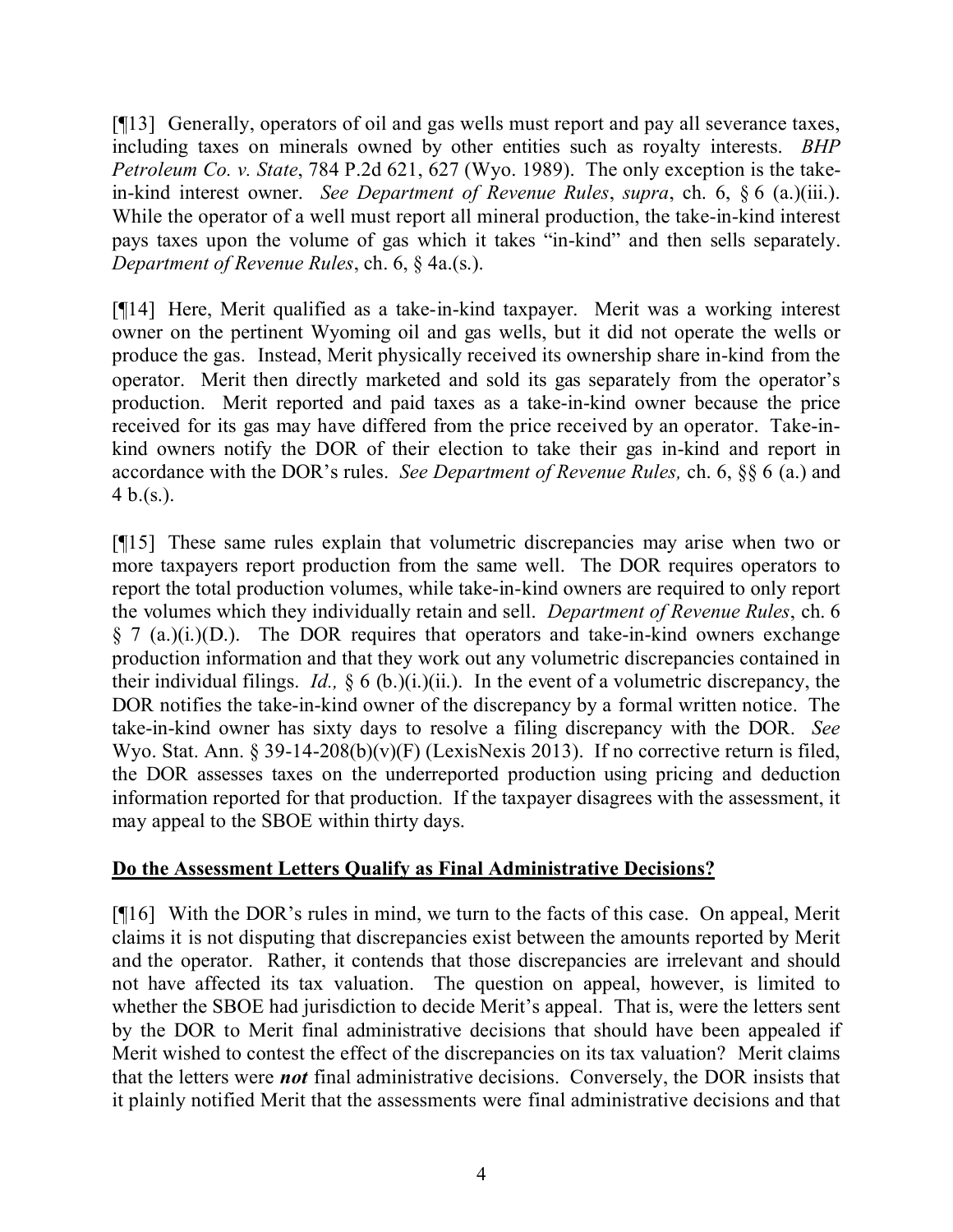[¶13] Generally, operators of oil and gas wells must report and pay all severance taxes, including taxes on minerals owned by other entities such as royalty interests. *BHP Petroleum Co. v. State*, 784 P.2d 621, 627 (Wyo. 1989). The only exception is the take-in-kind interest owner. *See Department of Revenue Rules*, *supra*, ch. 6, § 6 (a.)(iii.). While the operator of a well must report all mineral production, the take-in-kind interest pays taxes upon the volume of gas which it takes "in-kind" and then sells separately. *Department of Revenue Rules*, ch. 6, § 4a.(s.).

[¶14] Here, Merit qualified as a take-in-kind taxpayer. Merit was a working interest owner on the pertinent Wyoming oil and gas wells, but it did not operate the wells or produce the gas. Instead, Merit physically received its ownership share in-kind from the operator. Merit then directly marketed and sold its gas separately from the operator's production. Merit reported and paid taxes as a take-in-kind owner because the price received for its gas may have differed from the price received by an operator. Take-in-kind owners notify the DOR of their election to take their gas in-kind and report in accordance with the DOR's rules. *See Department of Revenue Rules,* ch. 6, §§ 6 (a.) and 4 b.(s.).

[¶15] These same rules explain that volumetric discrepancies may arise when two or more taxpayers report production from the same well. The DOR requires operators to report the total production volumes, while take-in-kind owners are required to only report the volumes which they individually retain and sell. *Department of Revenue Rules*, ch. 6 § 7 (a.)(i.)(D.). The DOR requires that operators and take-in-kind owners exchange production information and that they work out any volumetric discrepancies contained in their individual filings. *Id.,* § 6 (b.)(i.)(ii.). In the event of a volumetric discrepancy, the DOR notifies the take-in-kind owner of the discrepancy by a formal written notice. The take-in-kind owner has sixty days to resolve a filing discrepancy with the DOR. *See* Wyo. Stat. Ann. § 39-14-208(b)(v)(F) (LexisNexis 2013). If no corrective return is filed, the DOR assesses taxes on the underreported production using pricing and deduction information reported for that production. If the taxpayer disagrees with the assessment, it may appeal to the SBOE within thirty days.

## Do the Assessment Letters Qualify as Final Administrative Decisions?

[¶16] With the DOR's rules in mind, we turn to the facts of this case. On appeal, Merit claims it is not disputing that discrepancies exist between the amounts reported by Merit and the operator. Rather, it contends that those discrepancies are irrelevant and should not have affected its tax valuation. The question on appeal, however, is limited to whether the SBOE had jurisdiction to decide Merit's appeal. That is, were the letters sent by the DOR to Merit final administrative decisions that should have been appealed if Merit wished to contest the effect of the discrepancies on its tax valuation? Merit claims that the letters were ***not*** final administrative decisions. Conversely, the DOR insists that it plainly notified Merit that the assessments were final administrative decisions and that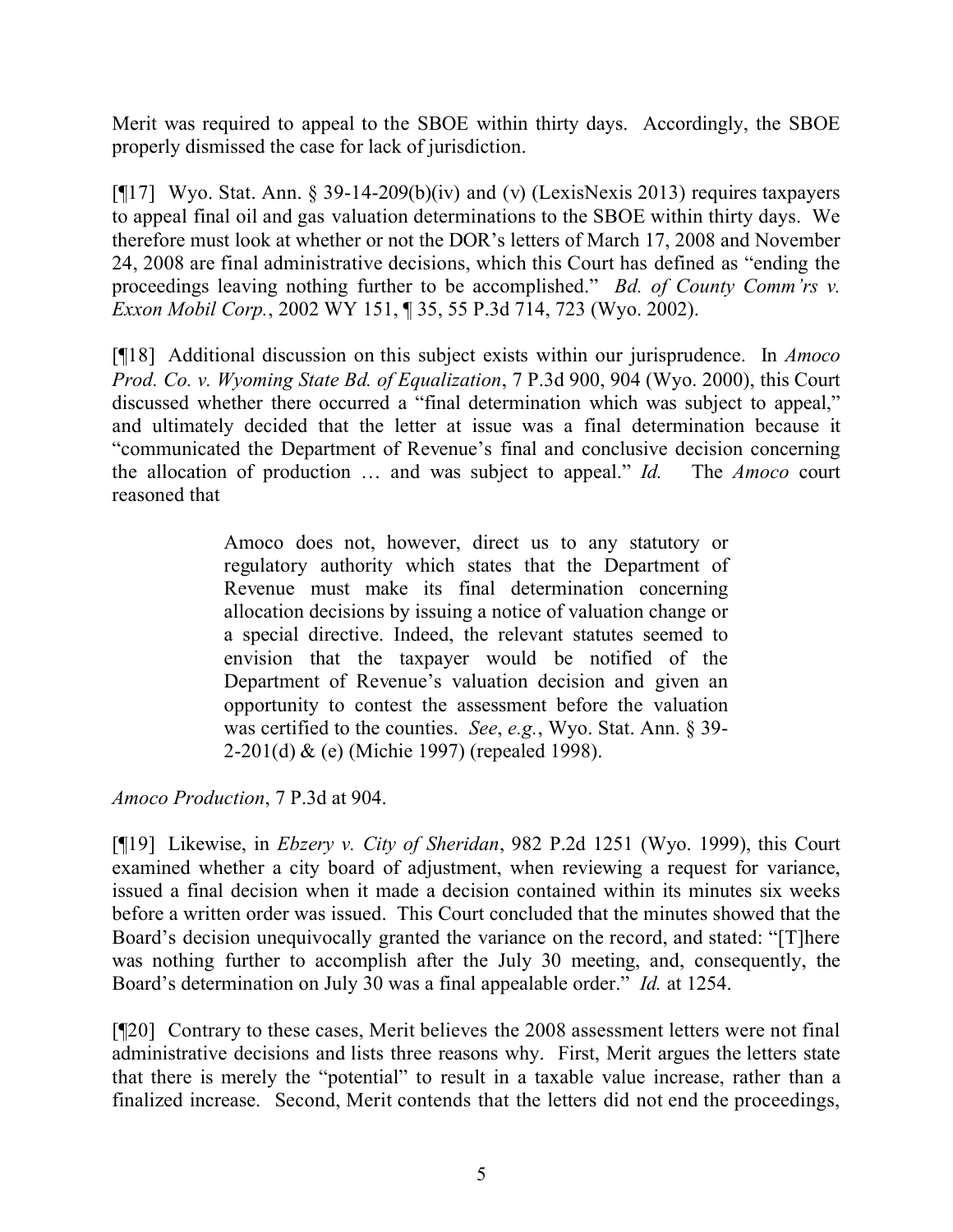Merit was required to appeal to the SBOE within thirty days. Accordingly, the SBOE properly dismissed the case for lack of jurisdiction.

[¶17] Wyo. Stat. Ann. § 39-14-209(b)(iv) and (v) (LexisNexis 2013) requires taxpayers to appeal final oil and gas valuation determinations to the SBOE within thirty days. We therefore must look at whether or not the DOR's letters of March 17, 2008 and November 24, 2008 are final administrative decisions, which this Court has defined as "ending the proceedings leaving nothing further to be accomplished." *Bd. of County Comm'rs v. Exxon Mobil Corp.*, 2002 WY 151, ¶ 35, 55 P.3d 714, 723 (Wyo. 2002).

[¶18] Additional discussion on this subject exists within our jurisprudence. In *Amoco Prod. Co. v. Wyoming State Bd. of Equalization*, 7 P.3d 900, 904 (Wyo. 2000), this Court discussed whether there occurred a "final determination which was subject to appeal," and ultimately decided that the letter at issue was a final determination because it "communicated the Department of Revenue's final and conclusive decision concerning the allocation of production … and was subject to appeal." *Id.* The *Amoco* court reasoned that

> Amoco does not, however, direct us to any statutory or regulatory authority which states that the Department of Revenue must make its final determination concerning allocation decisions by issuing a notice of valuation change or a special directive. Indeed, the relevant statutes seemed to envision that the taxpayer would be notified of the Department of Revenue's valuation decision and given an opportunity to contest the assessment before the valuation was certified to the counties. *See*, *e.g.*, Wyo. Stat. Ann. § 39-2-201(d) & (e) (Michie 1997) (repealed 1998).

*Amoco Production*, 7 P.3d at 904.

[¶19] Likewise, in *Ebzery v. City of Sheridan*, 982 P.2d 1251 (Wyo. 1999), this Court examined whether a city board of adjustment, when reviewing a request for variance, issued a final decision when it made a decision contained within its minutes six weeks before a written order was issued. This Court concluded that the minutes showed that the Board's decision unequivocally granted the variance on the record, and stated: "[T]here was nothing further to accomplish after the July 30 meeting, and, consequently, the Board's determination on July 30 was a final appealable order." *Id.* at 1254.

[¶20] Contrary to these cases, Merit believes the 2008 assessment letters were not final administrative decisions and lists three reasons why. First, Merit argues the letters state that there is merely the "potential" to result in a taxable value increase, rather than a finalized increase. Second, Merit contends that the letters did not end the proceedings,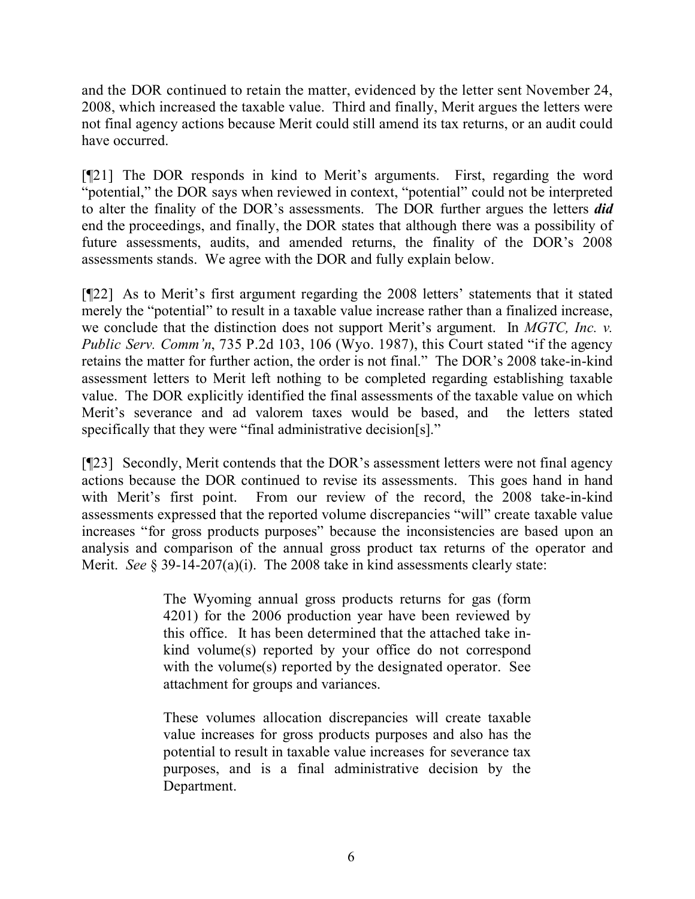and the DOR continued to retain the matter, evidenced by the letter sent November 24, 2008, which increased the taxable value. Third and finally, Merit argues the letters were not final agency actions because Merit could still amend its tax returns, or an audit could have occurred.

[¶21] The DOR responds in kind to Merit's arguments. First, regarding the word "potential," the DOR says when reviewed in context, "potential" could not be interpreted to alter the finality of the DOR's assessments. The DOR further argues the letters ***did*** end the proceedings, and finally, the DOR states that although there was a possibility of future assessments, audits, and amended returns, the finality of the DOR's 2008 assessments stands. We agree with the DOR and fully explain below.

[¶22] As to Merit's first argument regarding the 2008 letters' statements that it stated merely the "potential" to result in a taxable value increase rather than a finalized increase, we conclude that the distinction does not support Merit's argument. In *MGTC, Inc. v. Public Serv. Comm'n*, 735 P.2d 103, 106 (Wyo. 1987), this Court stated "if the agency retains the matter for further action, the order is not final." The DOR's 2008 take-in-kind assessment letters to Merit left nothing to be completed regarding establishing taxable value. The DOR explicitly identified the final assessments of the taxable value on which Merit's severance and ad valorem taxes would be based, and the letters stated specifically that they were "final administrative decision[s]."

[¶23] Secondly, Merit contends that the DOR's assessment letters were not final agency actions because the DOR continued to revise its assessments. This goes hand in hand with Merit's first point. From our review of the record, the 2008 take-in-kind assessments expressed that the reported volume discrepancies "will" create taxable value increases "for gross products purposes" because the inconsistencies are based upon an analysis and comparison of the annual gross product tax returns of the operator and Merit. *See* § 39-14-207(a)(i). The 2008 take in kind assessments clearly state:

> The Wyoming annual gross products returns for gas (form 4201) for the 2006 production year have been reviewed by this office. It has been determined that the attached take in-kind volume(s) reported by your office do not correspond with the volume(s) reported by the designated operator. See attachment for groups and variances.
>
> These volumes allocation discrepancies will create taxable value increases for gross products purposes and also has the potential to result in taxable value increases for severance tax purposes, and is a final administrative decision by the Department.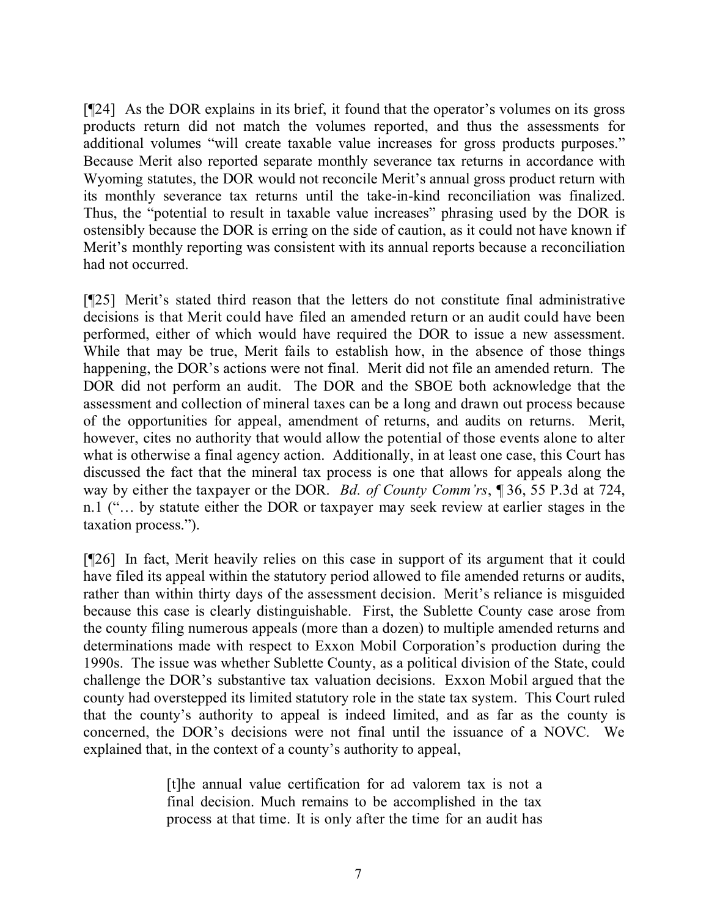[¶24] As the DOR explains in its brief, it found that the operator's volumes on its gross products return did not match the volumes reported, and thus the assessments for additional volumes "will create taxable value increases for gross products purposes." Because Merit also reported separate monthly severance tax returns in accordance with Wyoming statutes, the DOR would not reconcile Merit's annual gross product return with its monthly severance tax returns until the take-in-kind reconciliation was finalized. Thus, the "potential to result in taxable value increases" phrasing used by the DOR is ostensibly because the DOR is erring on the side of caution, as it could not have known if Merit's monthly reporting was consistent with its annual reports because a reconciliation had not occurred.

[¶25] Merit's stated third reason that the letters do not constitute final administrative decisions is that Merit could have filed an amended return or an audit could have been performed, either of which would have required the DOR to issue a new assessment. While that may be true, Merit fails to establish how, in the absence of those things happening, the DOR's actions were not final. Merit did not file an amended return. The DOR did not perform an audit. The DOR and the SBOE both acknowledge that the assessment and collection of mineral taxes can be a long and drawn out process because of the opportunities for appeal, amendment of returns, and audits on returns. Merit, however, cites no authority that would allow the potential of those events alone to alter what is otherwise a final agency action. Additionally, in at least one case, this Court has discussed the fact that the mineral tax process is one that allows for appeals along the way by either the taxpayer or the DOR. *Bd. of County Comm'rs*, ¶ 36, 55 P.3d at 724, n.1 ("… by statute either the DOR or taxpayer may seek review at earlier stages in the taxation process.").

[¶26] In fact, Merit heavily relies on this case in support of its argument that it could have filed its appeal within the statutory period allowed to file amended returns or audits, rather than within thirty days of the assessment decision. Merit's reliance is misguided because this case is clearly distinguishable. First, the Sublette County case arose from the county filing numerous appeals (more than a dozen) to multiple amended returns and determinations made with respect to Exxon Mobil Corporation's production during the 1990s. The issue was whether Sublette County, as a political division of the State, could challenge the DOR's substantive tax valuation decisions. Exxon Mobil argued that the county had overstepped its limited statutory role in the state tax system. This Court ruled that the county's authority to appeal is indeed limited, and as far as the county is concerned, the DOR's decisions were not final until the issuance of a NOVC. We explained that, in the context of a county's authority to appeal,

> [t]he annual value certification for ad valorem tax is not a final decision. Much remains to be accomplished in the tax process at that time. It is only after the time for an audit has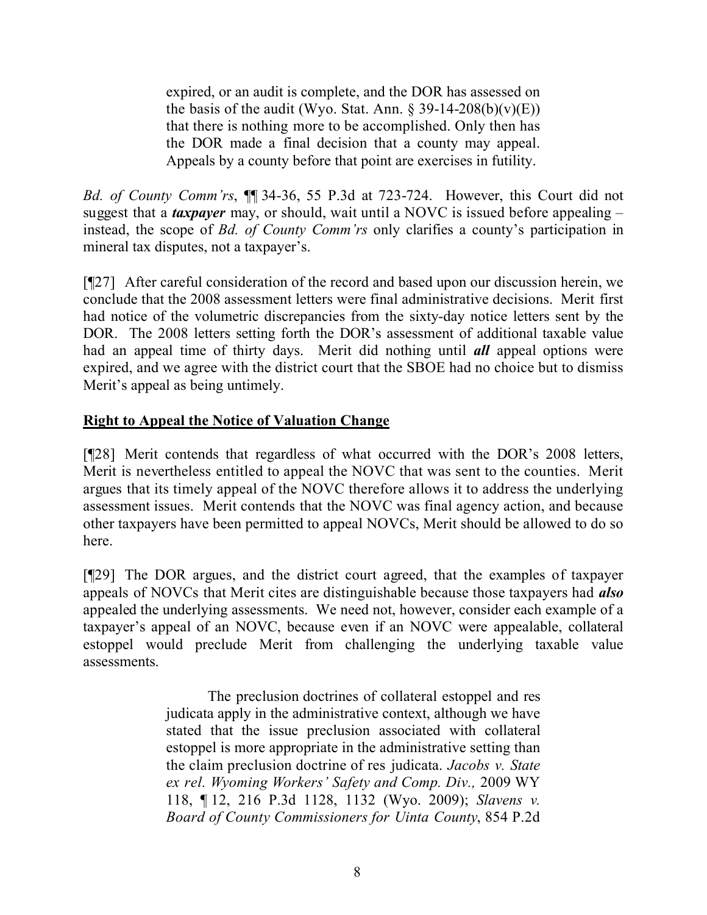> expired, or an audit is complete, and the DOR has assessed on the basis of the audit (Wyo. Stat. Ann. § 39-14-208(b)(v)(E)) that there is nothing more to be accomplished. Only then has the DOR made a final decision that a county may appeal. Appeals by a county before that point are exercises in futility.

*Bd. of County Comm'rs*, ¶¶ 34-36, 55 P.3d at 723-724. However, this Court did not suggest that a ***taxpayer*** may, or should, wait until a NOVC is issued before appealing – instead, the scope of *Bd. of County Comm'rs* only clarifies a county's participation in mineral tax disputes, not a taxpayer's.

[¶27] After careful consideration of the record and based upon our discussion herein, we conclude that the 2008 assessment letters were final administrative decisions. Merit first had notice of the volumetric discrepancies from the sixty-day notice letters sent by the DOR. The 2008 letters setting forth the DOR's assessment of additional taxable value had an appeal time of thirty days. Merit did nothing until ***all*** appeal options were expired, and we agree with the district court that the SBOE had no choice but to dismiss Merit's appeal as being untimely.

**<u>Right to Appeal the Notice of Valuation Change</u>**

[¶28] Merit contends that regardless of what occurred with the DOR's 2008 letters, Merit is nevertheless entitled to appeal the NOVC that was sent to the counties. Merit argues that its timely appeal of the NOVC therefore allows it to address the underlying assessment issues. Merit contends that the NOVC was final agency action, and because other taxpayers have been permitted to appeal NOVCs, Merit should be allowed to do so here.

[¶29] The DOR argues, and the district court agreed, that the examples of taxpayer appeals of NOVCs that Merit cites are distinguishable because those taxpayers had ***also*** appealed the underlying assessments. We need not, however, consider each example of a taxpayer's appeal of an NOVC, because even if an NOVC were appealable, collateral estoppel would preclude Merit from challenging the underlying taxable value assessments.

> The preclusion doctrines of collateral estoppel and res judicata apply in the administrative context, although we have stated that the issue preclusion associated with collateral estoppel is more appropriate in the administrative setting than the claim preclusion doctrine of res judicata. *Jacobs v. State ex rel. Wyoming Workers' Safety and Comp. Div.,* 2009 WY 118, ¶ 12, 216 P.3d 1128, 1132 (Wyo. 2009); *Slavens v. Board of County Commissioners for Uinta County*, 854 P.2d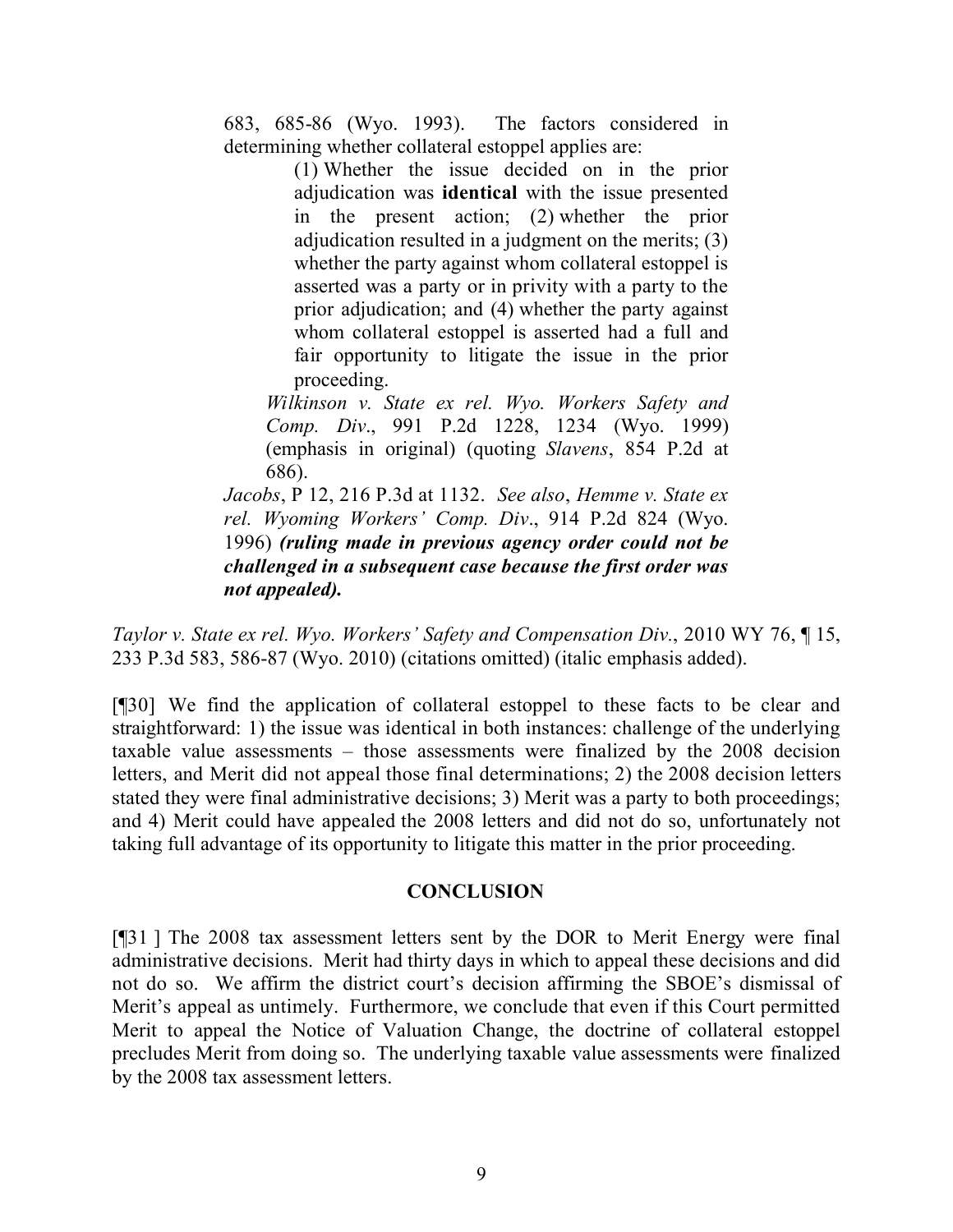683, 685-86 (Wyo. 1993). The factors considered in determining whether collateral estoppel applies are:

> (1) Whether the issue decided on in the prior adjudication was **identical** with the issue presented in the present action; (2) whether the prior adjudication resulted in a judgment on the merits; (3) whether the party against whom collateral estoppel is asserted was a party or in privity with a party to the prior adjudication; and (4) whether the party against whom collateral estoppel is asserted had a full and fair opportunity to litigate the issue in the prior proceeding.

*Wilkinson v. State ex rel. Wyo. Workers Safety and Comp. Div*., 991 P.2d 1228, 1234 (Wyo. 1999) (emphasis in original) (quoting *Slavens*, 854 P.2d at 686).

*Jacobs*, P 12, 216 P.3d at 1132. *See also*, *Hemme v. State ex rel. Wyoming Workers' Comp. Div*., 914 P.2d 824 (Wyo. 1996) ***(ruling made in previous agency order could not be challenged in a subsequent case because the first order was not appealed).***

*Taylor v. State ex rel. Wyo. Workers' Safety and Compensation Div.*, 2010 WY 76, ¶ 15, 233 P.3d 583, 586-87 (Wyo. 2010) (citations omitted) (italic emphasis added).

[¶30] We find the application of collateral estoppel to these facts to be clear and straightforward: 1) the issue was identical in both instances: challenge of the underlying taxable value assessments – those assessments were finalized by the 2008 decision letters, and Merit did not appeal those final determinations; 2) the 2008 decision letters stated they were final administrative decisions; 3) Merit was a party to both proceedings; and 4) Merit could have appealed the 2008 letters and did not do so, unfortunately not taking full advantage of its opportunity to litigate this matter in the prior proceeding.

## CONCLUSION

[¶31 ] The 2008 tax assessment letters sent by the DOR to Merit Energy were final administrative decisions. Merit had thirty days in which to appeal these decisions and did not do so. We affirm the district court's decision affirming the SBOE's dismissal of Merit's appeal as untimely. Furthermore, we conclude that even if this Court permitted Merit to appeal the Notice of Valuation Change, the doctrine of collateral estoppel precludes Merit from doing so. The underlying taxable value assessments were finalized by the 2008 tax assessment letters.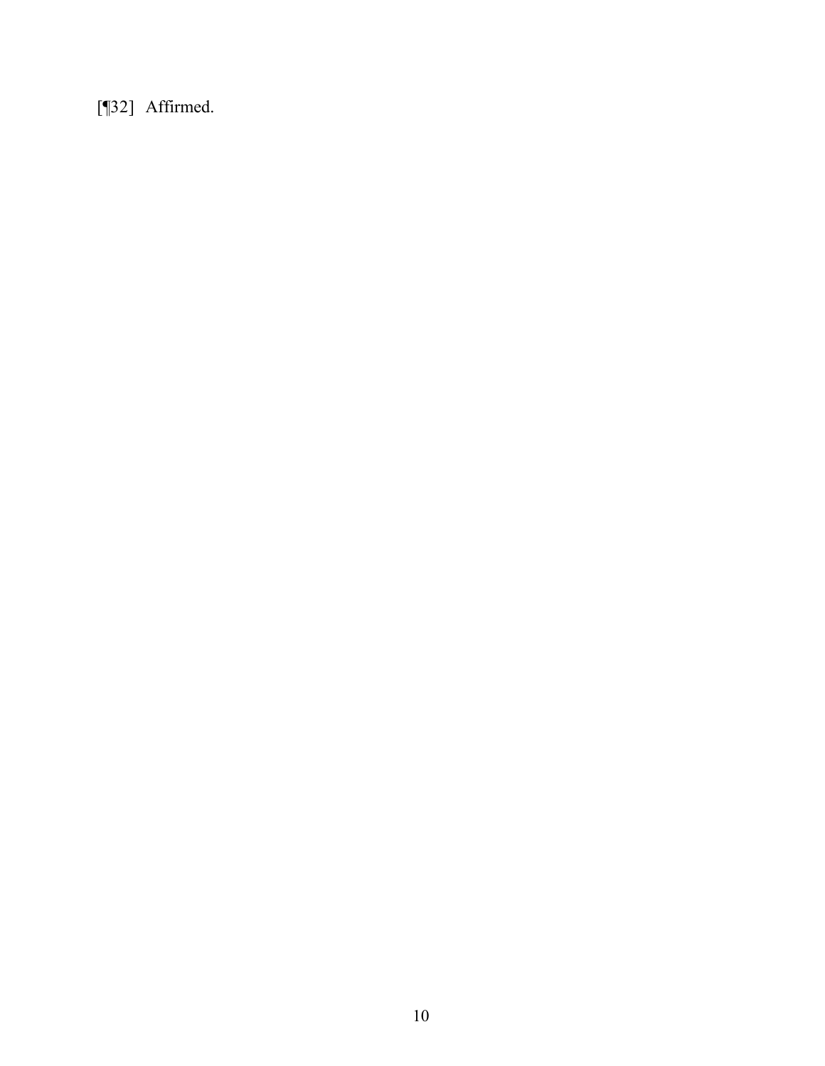[¶32] Affirmed.